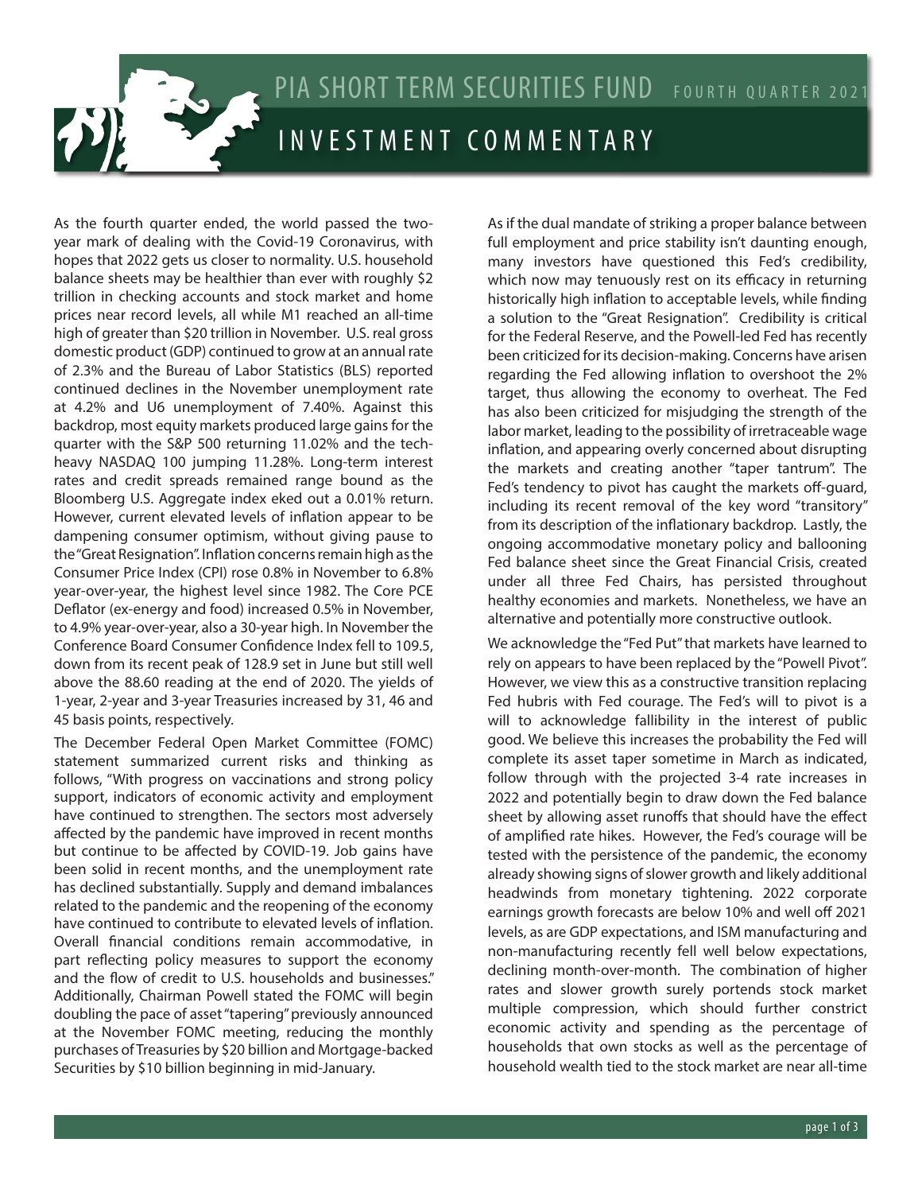# PIA SHORT TERM SECURITIES FUND

FOURTH QUARTER 2021

## INVESTMENT COMMENTARY

As the fourth quarter ended, the world passed the two-year mark of dealing with the Covid-19 Coronavirus, with hopes that 2022 gets us closer to normality. U.S. household balance sheets may be healthier than ever with roughly $2 trillion in checking accounts and stock market and home prices near record levels, all while M1 reached an all-time high of greater than $20 trillion in November. U.S. real gross domestic product (GDP) continued to grow at an annual rate of 2.3% and the Bureau of Labor Statistics (BLS) reported continued declines in the November unemployment rate at 4.2% and U6 unemployment of 7.40%. Against this backdrop, most equity markets produced large gains for the quarter with the S&P 500 returning 11.02% and the tech-heavy NASDAQ 100 jumping 11.28%. Long-term interest rates and credit spreads remained range bound as the Bloomberg U.S. Aggregate index eked out a 0.01% return. However, current elevated levels of inflation appear to be dampening consumer optimism, without giving pause to the "Great Resignation". Inflation concerns remain high as the Consumer Price Index (CPI) rose 0.8% in November to 6.8% year-over-year, the highest level since 1982. The Core PCE Deflator (ex-energy and food) increased 0.5% in November, to 4.9% year-over-year, also a 30-year high. In November the Conference Board Consumer Confidence Index fell to 109.5, down from its recent peak of 128.9 set in June but still well above the 88.60 reading at the end of 2020. The yields of 1-year, 2-year and 3-year Treasuries increased by 31, 46 and 45 basis points, respectively.

The December Federal Open Market Committee (FOMC) statement summarized current risks and thinking as follows, "With progress on vaccinations and strong policy support, indicators of economic activity and employment have continued to strengthen. The sectors most adversely affected by the pandemic have improved in recent months but continue to be affected by COVID-19. Job gains have been solid in recent months, and the unemployment rate has declined substantially. Supply and demand imbalances related to the pandemic and the reopening of the economy have continued to contribute to elevated levels of inflation. Overall financial conditions remain accommodative, in part reflecting policy measures to support the economy and the flow of credit to U.S. households and businesses." Additionally, Chairman Powell stated the FOMC will begin doubling the pace of asset "tapering" previously announced at the November FOMC meeting, reducing the monthly purchases of Treasuries by $20 billion and Mortgage-backed Securities by $10 billion beginning in mid-January.

As if the dual mandate of striking a proper balance between full employment and price stability isn't daunting enough, many investors have questioned this Fed's credibility, which now may tenuously rest on its efficacy in returning historically high inflation to acceptable levels, while finding a solution to the "Great Resignation". Credibility is critical for the Federal Reserve, and the Powell-led Fed has recently been criticized for its decision-making. Concerns have arisen regarding the Fed allowing inflation to overshoot the 2% target, thus allowing the economy to overheat. The Fed has also been criticized for misjudging the strength of the labor market, leading to the possibility of irretraceable wage inflation, and appearing overly concerned about disrupting the markets and creating another "taper tantrum". The Fed's tendency to pivot has caught the markets off-guard, including its recent removal of the key word "transitory" from its description of the inflationary backdrop. Lastly, the ongoing accommodative monetary policy and ballooning Fed balance sheet since the Great Financial Crisis, created under all three Fed Chairs, has persisted throughout healthy economies and markets. Nonetheless, we have an alternative and potentially more constructive outlook.

We acknowledge the "Fed Put" that markets have learned to rely on appears to have been replaced by the "Powell Pivot". However, we view this as a constructive transition replacing Fed hubris with Fed courage. The Fed's will to pivot is a will to acknowledge fallibility in the interest of public good. We believe this increases the probability the Fed will complete its asset taper sometime in March as indicated, follow through with the projected 3-4 rate increases in 2022 and potentially begin to draw down the Fed balance sheet by allowing asset runoffs that should have the effect of amplified rate hikes. However, the Fed's courage will be tested with the persistence of the pandemic, the economy already showing signs of slower growth and likely additional headwinds from monetary tightening. 2022 corporate earnings growth forecasts are below 10% and well off 2021 levels, as are GDP expectations, and ISM manufacturing and non-manufacturing recently fell well below expectations, declining month-over-month. The combination of higher rates and slower growth surely portends stock market multiple compression, which should further constrict economic activity and spending as the percentage of households that own stocks as well as the percentage of household wealth tied to the stock market are near all-time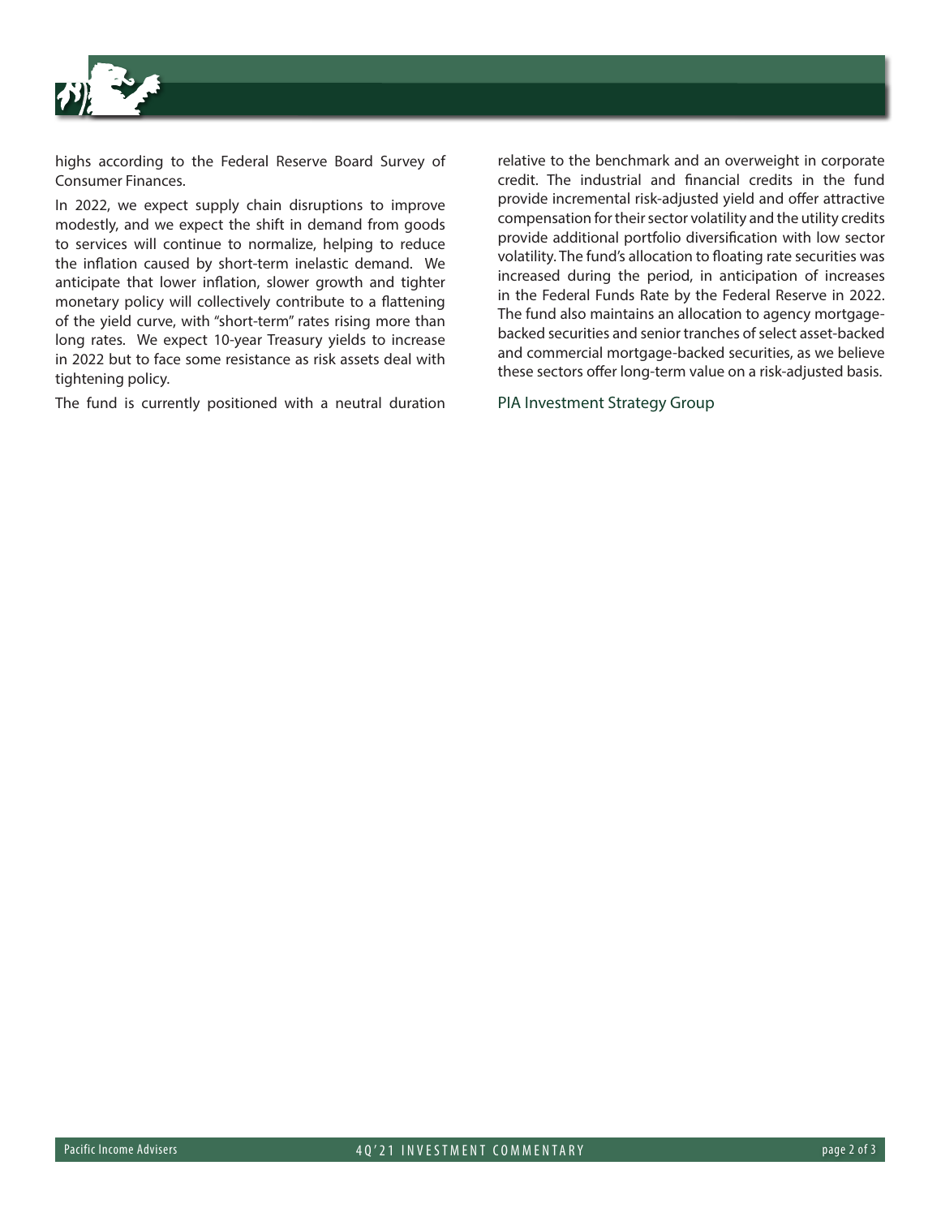highs according to the Federal Reserve Board Survey of Consumer Finances.

In 2022, we expect supply chain disruptions to improve modestly, and we expect the shift in demand from goods to services will continue to normalize, helping to reduce the inflation caused by short-term inelastic demand. We anticipate that lower inflation, slower growth and tighter monetary policy will collectively contribute to a flattening of the yield curve, with "short-term" rates rising more than long rates. We expect 10-year Treasury yields to increase in 2022 but to face some resistance as risk assets deal with tightening policy.

The fund is currently positioned with a neutral duration relative to the benchmark and an overweight in corporate credit. The industrial and financial credits in the fund provide incremental risk-adjusted yield and offer attractive compensation for their sector volatility and the utility credits provide additional portfolio diversification with low sector volatility. The fund's allocation to floating rate securities was increased during the period, in anticipation of increases in the Federal Funds Rate by the Federal Reserve in 2022. The fund also maintains an allocation to agency mortgage-backed securities and senior tranches of select asset-backed and commercial mortgage-backed securities, as we believe these sectors offer long-term value on a risk-adjusted basis.

PIA Investment Strategy Group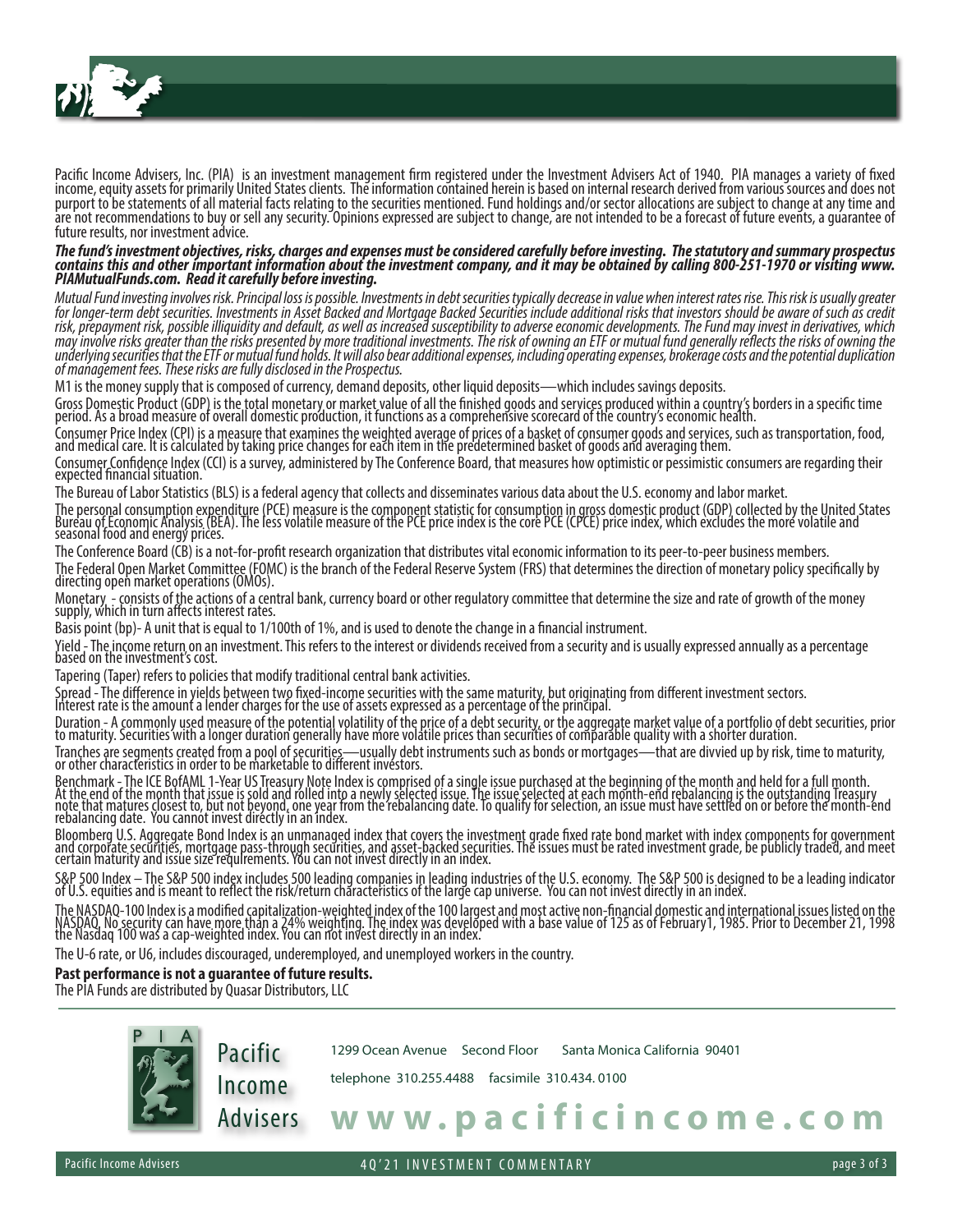Pacific Income Advisers, Inc. (PIA) is an investment management firm registered under the Investment Advisers Act of 1940. PIA manages a variety of fixed income, equity assets for primarily United States clients. The information contained herein is based on internal research derived from various sources and does not purport to be statements of all material facts relating to the securities mentioned. Fund holdings and/or sector allocations are subject to change at any time and are not recommendations to buy or sell any security. Opinions expressed are subject to change, are not intended to be a forecast of future events, a guarantee of future results, nor investment advice.

***The fund's investment objectives, risks, charges and expenses must be considered carefully before investing. The statutory and summary prospectus contains this and other important information about the investment company, and it may be obtained by calling 800-251-1970 or visiting www.PIAMutualFunds.com. Read it carefully before investing.***

*Mutual Fund investing involves risk. Principal loss is possible. Investments in debt securities typically decrease in value when interest rates rise. This risk is usually greater for longer-term debt securities. Investments in Asset Backed and Mortgage Backed Securities include additional risks that investors should be aware of such as credit risk, prepayment risk, possible illiquidity and default, as well as increased susceptibility to adverse economic developments. The Fund may invest in derivatives, which may involve risks greater than the risks presented by more traditional investments. The risk of owning an ETF or mutual fund generally reflects the risks of owning the underlying securities that the ETF or mutual fund holds. It will also bear additional expenses, including operating expenses, brokerage costs and the potential duplication of management fees. These risks are fully disclosed in the Prospectus.*

M1 is the money supply that is composed of currency, demand deposits, other liquid deposits—which includes savings deposits.

Gross Domestic Product (GDP) is the total monetary or market value of all the finished goods and services produced within a country's borders in a specific time period. As a broad measure of overall domestic production, it functions as a comprehensive scorecard of the country's economic health.

Consumer Price Index (CPI) is a measure that examines the weighted average of prices of a basket of consumer goods and services, such as transportation, food, and medical care. It is calculated by taking price changes for each item in the predetermined basket of goods and averaging them.

Consumer Confidence Index (CCI) is a survey, administered by The Conference Board, that measures how optimistic or pessimistic consumers are regarding their expected financial situation.

The Bureau of Labor Statistics (BLS) is a federal agency that collects and disseminates various data about the U.S. economy and labor market.

The personal consumption expenditure (PCE) measure is the component statistic for consumption in gross domestic product (GDP) collected by the United States Bureau of Economic Analysis (BEA). The less volatile measure of the PCE price index is the core PCE (CPCE) price index, which excludes the more volatile and seasonal food and energy prices.

The Conference Board (CB) is a not-for-profit research organization that distributes vital economic information to its peer-to-peer business members.

The Federal Open Market Committee (FOMC) is the branch of the Federal Reserve System (FRS) that determines the direction of monetary policy specifically by directing open market operations (OMOs).

Monetary - consists of the actions of a central bank, currency board or other regulatory committee that determine the size and rate of growth of the money supply, which in turn affects interest rates.

Basis point (bp)- A unit that is equal to 1/100th of 1%, and is used to denote the change in a financial instrument.

Yield - The income return on an investment. This refers to the interest or dividends received from a security and is usually expressed annually as a percentage based on the investment's cost.

Tapering (Taper) refers to policies that modify traditional central bank activities.

Spread - The difference in yields between two fixed-income securities with the same maturity, but originating from different investment sectors.
Interest rate is the amount a lender charges for the use of assets expressed as a percentage of the principal.

Duration - A commonly used measure of the potential volatility of the price of a debt security, or the aggregate market value of a portfolio of debt securities, prior to maturity. Securities with a longer duration generally have more volatile prices than securities of comparable quality with a shorter duration.

Tranches are segments created from a pool of securities—usually debt instruments such as bonds or mortgages—that are divvied up by risk, time to maturity, or other characteristics in order to be marketable to different investors.

Benchmark - The ICE BofAML 1-Year US Treasury Note Index is comprised of a single issue purchased at the beginning of the month and held for a full month. At the end of the month that issue is sold and rolled into a newly selected issue. The issue selected at each month-end rebalancing is the outstanding Treasury note that matures closest to, but not beyond, one year from the rebalancing date. To qualify for selection, an issue must have settled on or before the month-end rebalancing date. You cannot invest directly in an index.

Bloomberg U.S. Aggregate Bond Index is an unmanaged index that covers the investment grade fixed rate bond market with index components for government and corporate securities, mortgage pass-through securities, and asset-backed securities. The issues must be rated investment grade, be publicly traded, and meet certain maturity and issue size requirements. You can not invest directly in an index.

S&P 500 Index – The S&P 500 index includes 500 leading companies in leading industries of the U.S. economy. The S&P 500 is designed to be a leading indicator of U.S. equities and is meant to reflect the risk/return characteristics of the large cap universe. You can not invest directly in an index.

The NASDAQ-100 Index is a modified capitalization-weighted index of the 100 largest and most active non-financial domestic and international issues listed on the NASDAQ. No security can have more than a 24% weighting. The index was developed with a base value of 125 as of February1, 1985. Prior to December 21, 1998 the Nasdaq 100 was a cap-weighted index. You can not invest directly in an index.

The U-6 rate, or U6, includes discouraged, underemployed, and unemployed workers in the country.

**Past performance is not a guarantee of future results.**

The PIA Funds are distributed by Quasar Distributors, LLC

Pacific Income Advisers

1299 Ocean Avenue Second Floor Santa Monica California 90401

telephone 310.255.4488 facsimile 310.434.0100

**www.pacificincome.com**